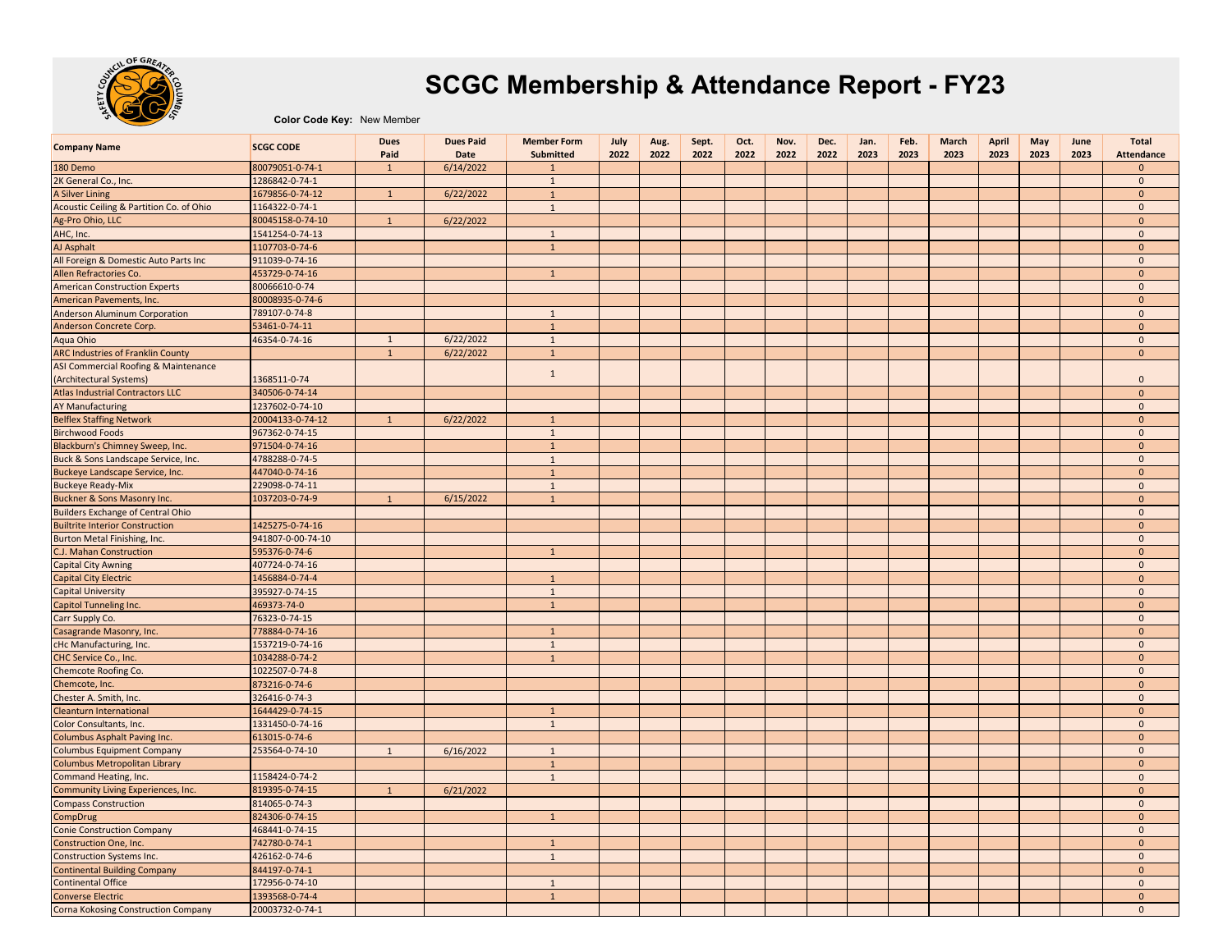# SCGC Membership & Attendance Report - FY23

**Color Code Key:** New Member

| Company Name | SCGC CODE | Dues Paid | Dues Paid Date | Member Form Submitted | July 2022 | Aug. 2022 | Sept. 2022 | Oct. 2022 | Nov. 2022 | Dec. 2022 | Jan. 2023 | Feb. 2023 | March 2023 | April 2023 | May 2023 | June 2023 | Total Attendance |
|---|---|---|---|---|---|---|---|---|---|---|---|---|---|---|---|---|---|
| 180 Demo | 80079051-0-74-1 | 1 | 6/14/2022 | 1 | | | | | | | | | | | | | 0 |
| 2K General Co., Inc. | 1286842-0-74-1 | | | 1 | | | | | | | | | | | | | 0 |
| A Silver Lining | 1679856-0-74-12 | 1 | 6/22/2022 | 1 | | | | | | | | | | | | | 0 |
| Acoustic Ceiling & Partition Co. of Ohio | 1164322-0-74-1 | | | 1 | | | | | | | | | | | | | 0 |
| Ag-Pro Ohio, LLC | 80045158-0-74-10 | 1 | 6/22/2022 | | | | | | | | | | | | | | 0 |
| AHC, Inc. | 1541254-0-74-13 | | | 1 | | | | | | | | | | | | | 0 |
| AJ Asphalt | 1107703-0-74-6 | | | 1 | | | | | | | | | | | | | 0 |
| All Foreign & Domestic Auto Parts Inc | 911039-0-74-16 | | | | | | | | | | | | | | | | 0 |
| Allen Refractories Co. | 453729-0-74-16 | | | 1 | | | | | | | | | | | | | 0 |
| American Construction Experts | 80066610-0-74 | | | | | | | | | | | | | | | | 0 |
| American Pavements, Inc. | 80008935-0-74-6 | | | | | | | | | | | | | | | | 0 |
| Anderson Aluminum Corporation | 789107-0-74-8 | | | 1 | | | | | | | | | | | | | 0 |
| Anderson Concrete Corp. | 53461-0-74-11 | | | 1 | | | | | | | | | | | | | 0 |
| Aqua Ohio | 46354-0-74-16 | 1 | 6/22/2022 | 1 | | | | | | | | | | | | | 0 |
| ARC Industries of Franklin County | | 1 | 6/22/2022 | 1 | | | | | | | | | | | | | 0 |
| ASI Commercial Roofing & Maintenance (Architectural Systems) | 1368511-0-74 | | | 1 | | | | | | | | | | | | | 0 |
| Atlas Industrial Contractors LLC | 340506-0-74-14 | | | | | | | | | | | | | | | | 0 |
| AY Manufacturing | 1237602-0-74-10 | | | | | | | | | | | | | | | | 0 |
| Belflex Staffing Network | 20004133-0-74-12 | 1 | 6/22/2022 | 1 | | | | | | | | | | | | | 0 |
| Birchwood Foods | 967362-0-74-15 | | | 1 | | | | | | | | | | | | | 0 |
| Blackburn's Chimney Sweep, Inc. | 971504-0-74-16 | | | 1 | | | | | | | | | | | | | 0 |
| Buck & Sons Landscape Service, Inc. | 4788288-0-74-5 | | | 1 | | | | | | | | | | | | | 0 |
| Buckeye Landscape Service, Inc. | 447040-0-74-16 | | | 1 | | | | | | | | | | | | | 0 |
| Buckeye Ready-Mix | 229098-0-74-11 | | | 1 | | | | | | | | | | | | | 0 |
| Buckner & Sons Masonry Inc. | 1037203-0-74-9 | 1 | 6/15/2022 | 1 | | | | | | | | | | | | | 0 |
| Builders Exchange of Central Ohio | | | | | | | | | | | | | | | | | 0 |
| Builtrite Interior Construction | 1425275-0-74-16 | | | | | | | | | | | | | | | | 0 |
| Burton Metal Finishing, Inc. | 941807-0-00-74-10 | | | | | | | | | | | | | | | | 0 |
| C.J. Mahan Construction | 595376-0-74-6 | | | 1 | | | | | | | | | | | | | 0 |
| Capital City Awning | 407724-0-74-16 | | | | | | | | | | | | | | | | 0 |
| Capital City Electric | 1456884-0-74-4 | | | 1 | | | | | | | | | | | | | 0 |
| Capital University | 395927-0-74-15 | | | 1 | | | | | | | | | | | | | 0 |
| Capitol Tunneling Inc. | 469373-74-0 | | | 1 | | | | | | | | | | | | | 0 |
| Carr Supply Co. | 76323-0-74-15 | | | | | | | | | | | | | | | | 0 |
| Casagrande Masonry, Inc. | 778884-0-74-16 | | | 1 | | | | | | | | | | | | | 0 |
| cHc Manufacturing, Inc. | 1537219-0-74-16 | | | 1 | | | | | | | | | | | | | 0 |
| CHC Service Co., Inc. | 1034288-0-74-2 | | | 1 | | | | | | | | | | | | | 0 |
| Chemcote Roofing Co. | 1022507-0-74-8 | | | | | | | | | | | | | | | | 0 |
| Chemcote, Inc. | 873216-0-74-6 | | | | | | | | | | | | | | | | 0 |
| Chester A. Smith, Inc. | 326416-0-74-3 | | | | | | | | | | | | | | | | 0 |
| Cleanturn International | 1644429-0-74-15 | | | 1 | | | | | | | | | | | | | 0 |
| Color Consultants, Inc. | 1331450-0-74-16 | | | 1 | | | | | | | | | | | | | 0 |
| Columbus Asphalt Paving Inc. | 613015-0-74-6 | | | | | | | | | | | | | | | | 0 |
| Columbus Equipment Company | 253564-0-74-10 | 1 | 6/16/2022 | 1 | | | | | | | | | | | | | 0 |
| Columbus Metropolitan Library | | | | 1 | | | | | | | | | | | | | 0 |
| Command Heating, Inc. | 1158424-0-74-2 | | | 1 | | | | | | | | | | | | | 0 |
| Community Living Experiences, Inc. | 819395-0-74-15 | 1 | 6/21/2022 | | | | | | | | | | | | | | 0 |
| Compass Construction | 814065-0-74-3 | | | | | | | | | | | | | | | | 0 |
| CompDrug | 824306-0-74-15 | | | 1 | | | | | | | | | | | | | 0 |
| Conie Construction Company | 468441-0-74-15 | | | | | | | | | | | | | | | | 0 |
| Construction One, Inc. | 742780-0-74-1 | | | 1 | | | | | | | | | | | | | 0 |
| Construction Systems Inc. | 426162-0-74-6 | | | 1 | | | | | | | | | | | | | 0 |
| Continental Building Company | 844197-0-74-1 | | | | | | | | | | | | | | | | 0 |
| Continental Office | 172956-0-74-10 | | | 1 | | | | | | | | | | | | | 0 |
| Converse Electric | 1393568-0-74-4 | | | 1 | | | | | | | | | | | | | 0 |
| Corna Kokosing Construction Company | 20003732-0-74-1 | | | | | | | | | | | | | | | | 0 |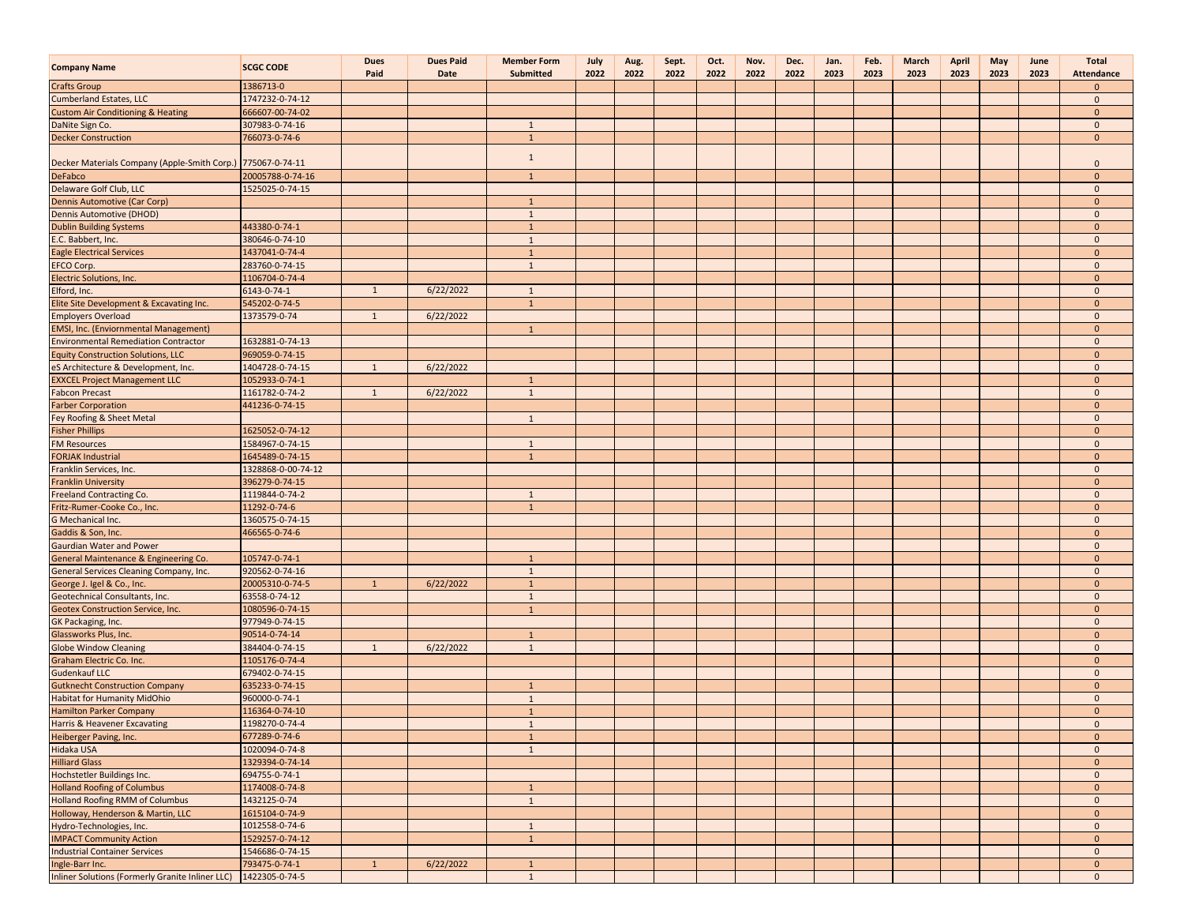| Company Name | SCGC CODE | Dues Paid | Dues Paid Date | Member Form Submitted | July 2022 | Aug. 2022 | Sept. 2022 | Oct. 2022 | Nov. 2022 | Dec. 2022 | Jan. 2023 | Feb. 2023 | March 2023 | April 2023 | May 2023 | June 2023 | Total Attendance |
|---|---|---|---|---|---|---|---|---|---|---|---|---|---|---|---|---|---|
| Crafts Group | 1386713-0 | | | | | | | | | | | | | | | | 0 |
| Cumberland Estates, LLC | 1747232-0-74-12 | | | | | | | | | | | | | | | | 0 |
| Custom Air Conditioning & Heating | 666607-00-74-02 | | | | | | | | | | | | | | | | 0 |
| DaNite Sign Co. | 307983-0-74-16 | | | 1 | | | | | | | | | | | | | 0 |
| Decker Construction | 766073-0-74-6 | | | 1 | | | | | | | | | | | | | 0 |
| Decker Materials Company (Apple-Smith Corp.) | 775067-0-74-11 | | | 1 | | | | | | | | | | | | | 0 |
| DeFabco | 20005788-0-74-16 | | | 1 | | | | | | | | | | | | | 0 |
| Delaware Golf Club, LLC | 1525025-0-74-15 | | | | | | | | | | | | | | | | 0 |
| Dennis Automotive (Car Corp) | | | | 1 | | | | | | | | | | | | | 0 |
| Dennis Automotive (DHOD) | | | | 1 | | | | | | | | | | | | | 0 |
| Dublin Building Systems | 443380-0-74-1 | | | 1 | | | | | | | | | | | | | 0 |
| E.C. Babbert, Inc. | 380646-0-74-10 | | | 1 | | | | | | | | | | | | | 0 |
| Eagle Electrical Services | 1437041-0-74-4 | | | 1 | | | | | | | | | | | | | 0 |
| EFCO Corp. | 283760-0-74-15 | | | 1 | | | | | | | | | | | | | 0 |
| Electric Solutions, Inc. | 1106704-0-74-4 | | | | | | | | | | | | | | | | 0 |
| Elford, Inc. | 6143-0-74-1 | 1 | 6/22/2022 | 1 | | | | | | | | | | | | | 0 |
| Elite Site Development & Excavating Inc. | 545202-0-74-5 | | | 1 | | | | | | | | | | | | | 0 |
| Employers Overload | 1373579-0-74 | 1 | 6/22/2022 | | | | | | | | | | | | | | 0 |
| EMSI, Inc. (Enviornmental Management) | | | | 1 | | | | | | | | | | | | | 0 |
| Environmental Remediation Contractor | 1632881-0-74-13 | | | | | | | | | | | | | | | | 0 |
| Equity Construction Solutions, LLC | 969059-0-74-15 | | | | | | | | | | | | | | | | 0 |
| eS Architecture & Development, Inc. | 1404728-0-74-15 | 1 | 6/22/2022 | | | | | | | | | | | | | | 0 |
| EXXCEL Project Management LLC | 1052933-0-74-1 | | | 1 | | | | | | | | | | | | | 0 |
| Fabcon Precast | 1161782-0-74-2 | 1 | 6/22/2022 | 1 | | | | | | | | | | | | | 0 |
| Farber Corporation | 441236-0-74-15 | | | | | | | | | | | | | | | | 0 |
| Fey Roofing & Sheet Metal | | | | 1 | | | | | | | | | | | | | 0 |
| Fisher Phillips | 1625052-0-74-12 | | | | | | | | | | | | | | | | 0 |
| FM Resources | 1584967-0-74-15 | | | 1 | | | | | | | | | | | | | 0 |
| FORJAK Industrial | 1645489-0-74-15 | | | 1 | | | | | | | | | | | | | 0 |
| Franklin Services, Inc. | 1328868-0-00-74-12 | | | | | | | | | | | | | | | | 0 |
| Franklin University | 396279-0-74-15 | | | | | | | | | | | | | | | | 0 |
| Freeland Contracting Co. | 1119844-0-74-2 | | | 1 | | | | | | | | | | | | | 0 |
| Fritz-Rumer-Cooke Co., Inc. | 11292-0-74-6 | | | 1 | | | | | | | | | | | | | 0 |
| G Mechanical Inc. | 1360575-0-74-15 | | | | | | | | | | | | | | | | 0 |
| Gaddis & Son, Inc. | 466565-0-74-6 | | | | | | | | | | | | | | | | 0 |
| Gaurdian Water and Power | | | | | | | | | | | | | | | | | 0 |
| General Maintenance & Engineering Co. | 105747-0-74-1 | | | 1 | | | | | | | | | | | | | 0 |
| General Services Cleaning Company, Inc. | 920562-0-74-16 | | | 1 | | | | | | | | | | | | | 0 |
| George J. Igel & Co., Inc. | 20005310-0-74-5 | 1 | 6/22/2022 | 1 | | | | | | | | | | | | | 0 |
| Geotechnical Consultants, Inc. | 63558-0-74-12 | | | 1 | | | | | | | | | | | | | 0 |
| Geotex Construction Service, Inc. | 1080596-0-74-15 | | | 1 | | | | | | | | | | | | | 0 |
| GK Packaging, Inc. | 977949-0-74-15 | | | | | | | | | | | | | | | | 0 |
| Glassworks Plus, Inc. | 90514-0-74-14 | | | 1 | | | | | | | | | | | | | 0 |
| Globe Window Cleaning | 384404-0-74-15 | 1 | 6/22/2022 | 1 | | | | | | | | | | | | | 0 |
| Graham Electric Co. Inc. | 1105176-0-74-4 | | | | | | | | | | | | | | | | 0 |
| Gudenkauf LLC | 679402-0-74-15 | | | | | | | | | | | | | | | | 0 |
| Gutknecht Construction Company | 635233-0-74-15 | | | 1 | | | | | | | | | | | | | 0 |
| Habitat for Humanity MidOhio | 960000-0-74-1 | | | 1 | | | | | | | | | | | | | 0 |
| Hamilton Parker Company | 116364-0-74-10 | | | 1 | | | | | | | | | | | | | 0 |
| Harris & Heavener Excavating | 1198270-0-74-4 | | | 1 | | | | | | | | | | | | | 0 |
| Heiberger Paving, Inc. | 677289-0-74-6 | | | 1 | | | | | | | | | | | | | 0 |
| Hidaka USA | 1020094-0-74-8 | | | 1 | | | | | | | | | | | | | 0 |
| Hilliard Glass | 1329394-0-74-14 | | | | | | | | | | | | | | | | 0 |
| Hochstetler Buildings Inc. | 694755-0-74-1 | | | | | | | | | | | | | | | | 0 |
| Holland Roofing of Columbus | 1174008-0-74-8 | | | 1 | | | | | | | | | | | | | 0 |
| Holland Roofing RMM of Columbus | 1432125-0-74 | | | 1 | | | | | | | | | | | | | 0 |
| Holloway, Henderson & Martin, LLC | 1615104-0-74-9 | | | | | | | | | | | | | | | | 0 |
| Hydro-Technologies, Inc. | 1012558-0-74-6 | | | 1 | | | | | | | | | | | | | 0 |
| IMPACT Community Action | 1529257-0-74-12 | | | 1 | | | | | | | | | | | | | 0 |
| Industrial Container Services | 1546686-0-74-15 | | | | | | | | | | | | | | | | 0 |
| Ingle-Barr Inc. | 793475-0-74-1 | 1 | 6/22/2022 | 1 | | | | | | | | | | | | | 0 |
| Inliner Solutions (Formerly Granite Inliner LLC) | 1422305-0-74-5 | | | 1 | | | | | | | | | | | | | 0 |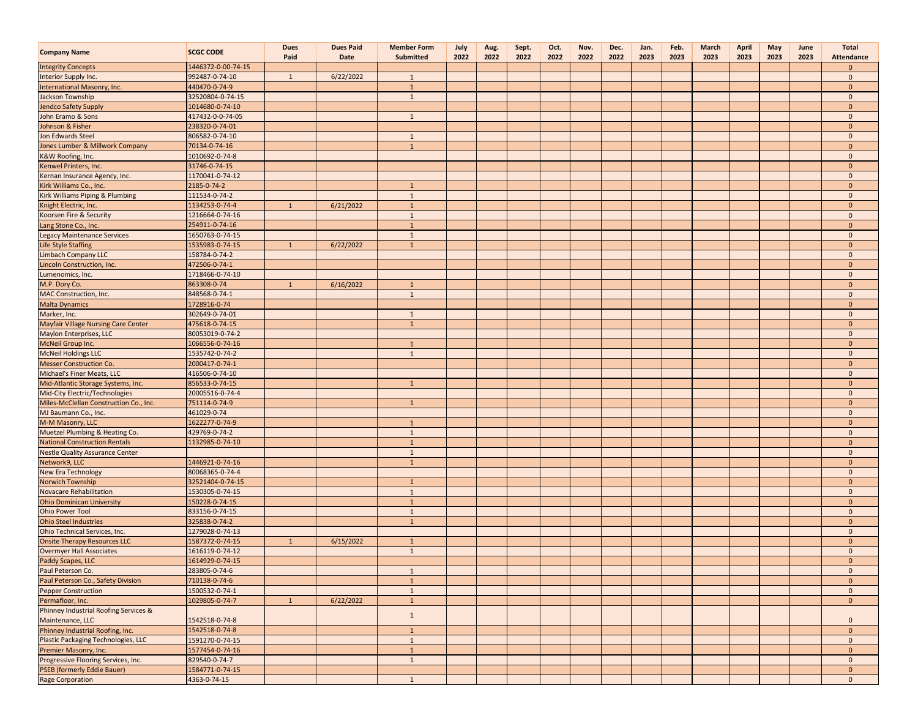| Company Name | SCGC CODE | Dues Paid | Dues Paid Date | Member Form Submitted | July 2022 | Aug. 2022 | Sept. 2022 | Oct. 2022 | Nov. 2022 | Dec. 2022 | Jan. 2023 | Feb. 2023 | March 2023 | April 2023 | May 2023 | June 2023 | Total Attendance |
|---|---|---|---|---|---|---|---|---|---|---|---|---|---|---|---|---|---|
| Integrity Concepts | 1446372-0-00-74-15 | | | | | | | | | | | | | | | | 0 |
| Interior Supply Inc. | 992487-0-74-10 | 1 | 6/22/2022 | 1 | | | | | | | | | | | | | 0 |
| International Masonry, Inc. | 440470-0-74-9 | | | 1 | | | | | | | | | | | | | 0 |
| Jackson Township | 32520804-0-74-15 | | | 1 | | | | | | | | | | | | | 0 |
| Jendco Safety Supply | 1014680-0-74-10 | | | | | | | | | | | | | | | | 0 |
| John Eramo & Sons | 417432-0-0-74-05 | | | 1 | | | | | | | | | | | | | 0 |
| Johnson & Fisher | 238320-0-74-01 | | | | | | | | | | | | | | | | 0 |
| Jon Edwards Steel | 806582-0-74-10 | | | 1 | | | | | | | | | | | | | 0 |
| Jones Lumber & Millwork Company | 70134-0-74-16 | | | 1 | | | | | | | | | | | | | 0 |
| K&W Roofing, Inc. | 1010692-0-74-8 | | | | | | | | | | | | | | | | 0 |
| Kenwel Printers, Inc. | 31746-0-74-15 | | | | | | | | | | | | | | | | 0 |
| Kernan Insurance Agency, Inc. | 1170041-0-74-12 | | | | | | | | | | | | | | | | 0 |
| Kirk Williams Co., Inc. | 2185-0-74-2 | | | 1 | | | | | | | | | | | | | 0 |
| Kirk Williams Piping & Plumbing | 111534-0-74-2 | | | 1 | | | | | | | | | | | | | 0 |
| Knight Electric, Inc. | 1134253-0-74-4 | 1 | 6/21/2022 | 1 | | | | | | | | | | | | | 0 |
| Koorsen Fire & Security | 1216664-0-74-16 | | | 1 | | | | | | | | | | | | | 0 |
| Lang Stone Co., Inc. | 254911-0-74-16 | | | 1 | | | | | | | | | | | | | 0 |
| Legacy Maintenance Services | 1650763-0-74-15 | | | 1 | | | | | | | | | | | | | 0 |
| Life Style Staffing | 1535983-0-74-15 | 1 | 6/22/2022 | 1 | | | | | | | | | | | | | 0 |
| Limbach Company LLC | 158784-0-74-2 | | | | | | | | | | | | | | | | 0 |
| Lincoln Construction, Inc. | 472506-0-74-1 | | | | | | | | | | | | | | | | 0 |
| Lumenomics, Inc. | 1718466-0-74-10 | | | | | | | | | | | | | | | | 0 |
| M.P. Dory Co. | 863308-0-74 | 1 | 6/16/2022 | 1 | | | | | | | | | | | | | 0 |
| MAC Construction, Inc. | 848568-0-74-1 | | | 1 | | | | | | | | | | | | | 0 |
| Malta Dynamics | 1728916-0-74 | | | | | | | | | | | | | | | | 0 |
| Marker, Inc. | 302649-0-74-01 | | | 1 | | | | | | | | | | | | | 0 |
| Mayfair Village Nursing Care Center | 475618-0-74-15 | | | 1 | | | | | | | | | | | | | 0 |
| Maylon Enterprises, LLC | 80053019-0-74-2 | | | | | | | | | | | | | | | | 0 |
| McNeil Group Inc. | 1066556-0-74-16 | | | 1 | | | | | | | | | | | | | 0 |
| McNeil Holdings LLC | 1535742-0-74-2 | | | 1 | | | | | | | | | | | | | 0 |
| Messer Construction Co. | 2000417-0-74-1 | | | | | | | | | | | | | | | | 0 |
| Michael's Finer Meats, LLC | 416506-0-74-10 | | | | | | | | | | | | | | | | 0 |
| Mid-Atlantic Storage Systems, Inc. | 856533-0-74-15 | | | 1 | | | | | | | | | | | | | 0 |
| Mid-City Electric/Technologies | 20005516-0-74-4 | | | | | | | | | | | | | | | | 0 |
| Miles-McClellan Construction Co., Inc. | 751114-0-74-9 | | | 1 | | | | | | | | | | | | | 0 |
| MJ Baumann Co., Inc. | 461029-0-74 | | | | | | | | | | | | | | | | 0 |
| M-M Masonry, LLC | 1622277-0-74-9 | | | 1 | | | | | | | | | | | | | 0 |
| Muetzel Plumbing & Heating Co. | 429769-0-74-2 | | | 1 | | | | | | | | | | | | | 0 |
| National Construction Rentals | 1132985-0-74-10 | | | 1 | | | | | | | | | | | | | 0 |
| Nestle Quality Assurance Center | | | | 1 | | | | | | | | | | | | | 0 |
| Network9, LLC | 1446921-0-74-16 | | | 1 | | | | | | | | | | | | | 0 |
| New Era Technology | 80068365-0-74-4 | | | | | | | | | | | | | | | | 0 |
| Norwich Township | 32521404-0-74-15 | | | 1 | | | | | | | | | | | | | 0 |
| Novacare Rehabilitation | 1530305-0-74-15 | | | 1 | | | | | | | | | | | | | 0 |
| Ohio Dominican University | 150228-0-74-15 | | | 1 | | | | | | | | | | | | | 0 |
| Ohio Power Tool | 833156-0-74-15 | | | 1 | | | | | | | | | | | | | 0 |
| Ohio Steel Industries | 325838-0-74-2 | | | 1 | | | | | | | | | | | | | 0 |
| Ohio Technical Services, Inc. | 1279028-0-74-13 | | | | | | | | | | | | | | | | 0 |
| Onsite Therapy Resources LLC | 1587372-0-74-15 | 1 | 6/15/2022 | 1 | | | | | | | | | | | | | 0 |
| Overmyer Hall Associates | 1616119-0-74-12 | | | 1 | | | | | | | | | | | | | 0 |
| Paddy Scapes, LLC | 1614929-0-74-15 | | | | | | | | | | | | | | | | 0 |
| Paul Peterson Co. | 283805-0-74-6 | | | 1 | | | | | | | | | | | | | 0 |
| Paul Peterson Co., Safety Division | 710138-0-74-6 | | | 1 | | | | | | | | | | | | | 0 |
| Pepper Construction | 1500532-0-74-1 | | | 1 | | | | | | | | | | | | | 0 |
| Permafloor, Inc. | 1029805-0-74-7 | 1 | 6/22/2022 | 1 | | | | | | | | | | | | | 0 |
| Phinney Industrial Roofing Services & Maintenance, LLC | 1542518-0-74-8 | | | 1 | | | | | | | | | | | | | 0 |
| Phinney Industrial Roofing, Inc. | 1542518-0-74-8 | | | 1 | | | | | | | | | | | | | 0 |
| Plastic Packaging Technologies, LLC | 1591270-0-74-15 | | | 1 | | | | | | | | | | | | | 0 |
| Premier Masonry, Inc. | 1577454-0-74-16 | | | 1 | | | | | | | | | | | | | 0 |
| Progressive Flooring Services, Inc. | 829540-0-74-7 | | | 1 | | | | | | | | | | | | | 0 |
| PSEB (formerly Eddie Bauer) | 1584771-0-74-15 | | | | | | | | | | | | | | | | 0 |
| Rage Corporation | 4363-0-74-15 | | | 1 | | | | | | | | | | | | | 0 |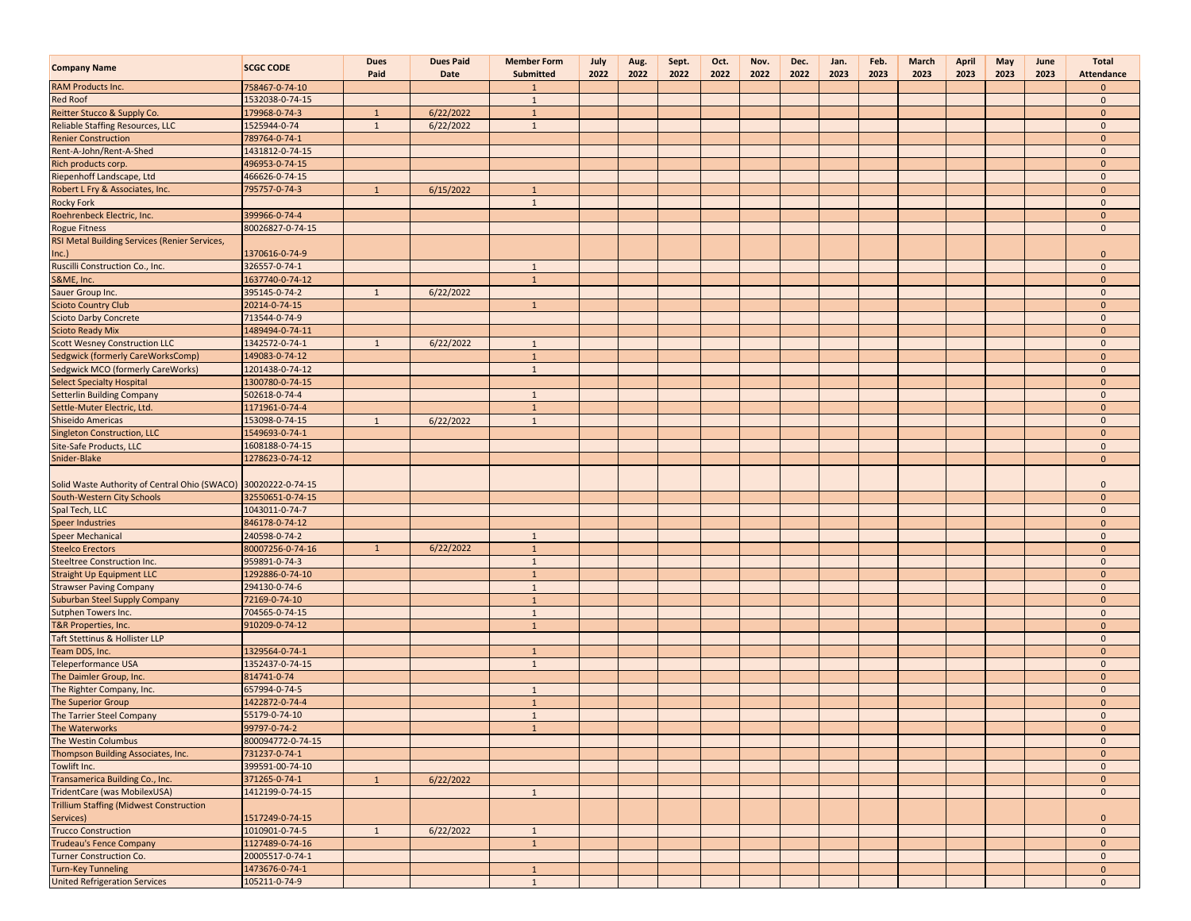| Company Name | SCGC CODE | Dues Paid | Dues Paid Date | Member Form Submitted | July 2022 | Aug. 2022 | Sept. 2022 | Oct. 2022 | Nov. 2022 | Dec. 2022 | Jan. 2023 | Feb. 2023 | March 2023 | April 2023 | May 2023 | June 2023 | Total Attendance |
|---|---|---|---|---|---|---|---|---|---|---|---|---|---|---|---|---|---|
| RAM Products Inc. | 758467-0-74-10 | | | 1 | | | | | | | | | | | | | 0 |
| Red Roof | 1532038-0-74-15 | | | 1 | | | | | | | | | | | | | 0 |
| Reitter Stucco & Supply Co. | 179968-0-74-3 | 1 | 6/22/2022 | 1 | | | | | | | | | | | | | 0 |
| Reliable Staffing Resources, LLC | 1525944-0-74 | 1 | 6/22/2022 | 1 | | | | | | | | | | | | | 0 |
| Renier Construction | 789764-0-74-1 | | | | | | | | | | | | | | | | 0 |
| Rent-A-John/Rent-A-Shed | 1431812-0-74-15 | | | | | | | | | | | | | | | | 0 |
| Rich products corp. | 496953-0-74-15 | | | | | | | | | | | | | | | | 0 |
| Riepenhoff Landscape, Ltd | 466626-0-74-15 | | | | | | | | | | | | | | | | 0 |
| Robert L Fry & Associates, Inc. | 795757-0-74-3 | 1 | 6/15/2022 | 1 | | | | | | | | | | | | | 0 |
| Rocky Fork | | | | 1 | | | | | | | | | | | | | 0 |
| Roehrenbeck Electric, Inc. | 399966-0-74-4 | | | | | | | | | | | | | | | | 0 |
| Rogue Fitness | 80026827-0-74-15 | | | | | | | | | | | | | | | | 0 |
| RSI Metal Building Services (Renier Services, Inc.) | 1370616-0-74-9 | | | | | | | | | | | | | | | | 0 |
| Ruscilli Construction Co., Inc. | 326557-0-74-1 | | | 1 | | | | | | | | | | | | | 0 |
| S&ME, Inc. | 1637740-0-74-12 | | | 1 | | | | | | | | | | | | | 0 |
| Sauer Group Inc. | 395145-0-74-2 | 1 | 6/22/2022 | | | | | | | | | | | | | | 0 |
| Scioto Country Club | 20214-0-74-15 | | | 1 | | | | | | | | | | | | | 0 |
| Scioto Darby Concrete | 713544-0-74-9 | | | | | | | | | | | | | | | | 0 |
| Scioto Ready Mix | 1489494-0-74-11 | | | | | | | | | | | | | | | | 0 |
| Scott Wesney Construction LLC | 1342572-0-74-1 | 1 | 6/22/2022 | 1 | | | | | | | | | | | | | 0 |
| Sedgwick (formerly CareWorksComp) | 149083-0-74-12 | | | 1 | | | | | | | | | | | | | 0 |
| Sedgwick MCO (formerly CareWorks) | 1201438-0-74-12 | | | 1 | | | | | | | | | | | | | 0 |
| Select Specialty Hospital | 1300780-0-74-15 | | | | | | | | | | | | | | | | 0 |
| Setterlin Building Company | 502618-0-74-4 | | | 1 | | | | | | | | | | | | | 0 |
| Settle-Muter Electric, Ltd. | 1171961-0-74-4 | | | 1 | | | | | | | | | | | | | 0 |
| Shiseido Americas | 153098-0-74-15 | 1 | 6/22/2022 | 1 | | | | | | | | | | | | | 0 |
| Singleton Construction, LLC | 1549693-0-74-1 | | | | | | | | | | | | | | | | 0 |
| Site-Safe Products, LLC | 1608188-0-74-15 | | | | | | | | | | | | | | | | 0 |
| Snider-Blake | 1278623-0-74-12 | | | | | | | | | | | | | | | | 0 |
| Solid Waste Authority of Central Ohio (SWACO) | 30020222-0-74-15 | | | | | | | | | | | | | | | | 0 |
| South-Western City Schools | 32550651-0-74-15 | | | | | | | | | | | | | | | | 0 |
| Spal Tech, LLC | 1043011-0-74-7 | | | | | | | | | | | | | | | | 0 |
| Speer Industries | 846178-0-74-12 | | | | | | | | | | | | | | | | 0 |
| Speer Mechanical | 240598-0-74-2 | | | 1 | | | | | | | | | | | | | 0 |
| Steelco Erectors | 80007256-0-74-16 | 1 | 6/22/2022 | 1 | | | | | | | | | | | | | 0 |
| Steeltree Construction Inc. | 959891-0-74-3 | | | 1 | | | | | | | | | | | | | 0 |
| Straight Up Equipment LLC | 1292886-0-74-10 | | | 1 | | | | | | | | | | | | | 0 |
| Strawser Paving Company | 294130-0-74-6 | | | 1 | | | | | | | | | | | | | 0 |
| Suburban Steel Supply Company | 72169-0-74-10 | | | 1 | | | | | | | | | | | | | 0 |
| Sutphen Towers Inc. | 704565-0-74-15 | | | 1 | | | | | | | | | | | | | 0 |
| T&R Properties, Inc. | 910209-0-74-12 | | | 1 | | | | | | | | | | | | | 0 |
| Taft Stettinus & Hollister LLP | | | | | | | | | | | | | | | | | 0 |
| Team DDS, Inc. | 1329564-0-74-1 | | | 1 | | | | | | | | | | | | | 0 |
| Teleperformance USA | 1352437-0-74-15 | | | 1 | | | | | | | | | | | | | 0 |
| The Daimler Group, Inc. | 814741-0-74 | | | | | | | | | | | | | | | | 0 |
| The Righter Company, Inc. | 657994-0-74-5 | | | 1 | | | | | | | | | | | | | 0 |
| The Superior Group | 1422872-0-74-4 | | | 1 | | | | | | | | | | | | | 0 |
| The Tarrier Steel Company | 55179-0-74-10 | | | 1 | | | | | | | | | | | | | 0 |
| The Waterworks | 99797-0-74-2 | | | 1 | | | | | | | | | | | | | 0 |
| The Westin Columbus | 800094772-0-74-15 | | | | | | | | | | | | | | | | 0 |
| Thompson Building Associates, Inc. | 731237-0-74-1 | | | | | | | | | | | | | | | | 0 |
| Towlift Inc. | 399591-00-74-10 | | | | | | | | | | | | | | | | 0 |
| Transamerica Building Co., Inc. | 371265-0-74-1 | 1 | 6/22/2022 | | | | | | | | | | | | | | 0 |
| TridentCare (was MobilexUSA) | 1412199-0-74-15 | | | 1 | | | | | | | | | | | | | 0 |
| Trillium Staffing (Midwest Construction Services) | 1517249-0-74-15 | | | | | | | | | | | | | | | | 0 |
| Trucco Construction | 1010901-0-74-5 | 1 | 6/22/2022 | 1 | | | | | | | | | | | | | 0 |
| Trudeau's Fence Company | 1127489-0-74-16 | | | 1 | | | | | | | | | | | | | 0 |
| Turner Construction Co. | 20005517-0-74-1 | | | | | | | | | | | | | | | | 0 |
| Turn-Key Tunneling | 1473676-0-74-1 | | | 1 | | | | | | | | | | | | | 0 |
| United Refrigeration Services | 105211-0-74-9 | | | 1 | | | | | | | | | | | | | 0 |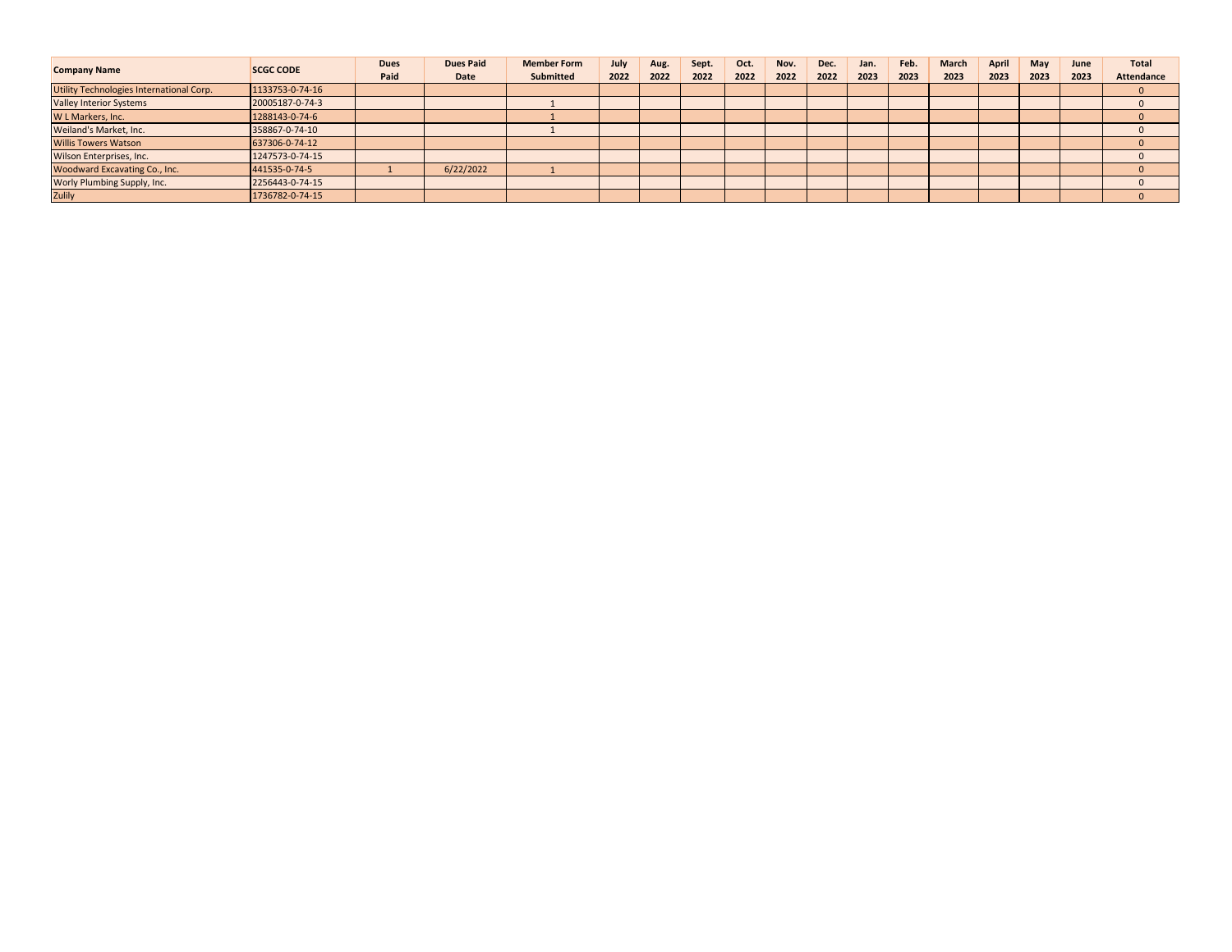| Company Name | SCGC CODE | Dues Paid | Dues Paid Date | Member Form Submitted | July 2022 | Aug. 2022 | Sept. 2022 | Oct. 2022 | Nov. 2022 | Dec. 2022 | Jan. 2023 | Feb. 2023 | March 2023 | April 2023 | May 2023 | June 2023 | Total Attendance |
|---|---|---|---|---|---|---|---|---|---|---|---|---|---|---|---|---|---|
| Utility Technologies International Corp. | 1133753-0-74-16 | | | | | | | | | | | | | | | | 0 |
| Valley Interior Systems | 20005187-0-74-3 | | | 1 | | | | | | | | | | | | | 0 |
| W L Markers, Inc. | 1288143-0-74-6 | | | 1 | | | | | | | | | | | | | 0 |
| Weiland's Market, Inc. | 358867-0-74-10 | | | 1 | | | | | | | | | | | | | 0 |
| Willis Towers Watson | 637306-0-74-12 | | | | | | | | | | | | | | | | 0 |
| Wilson Enterprises, Inc. | 1247573-0-74-15 | | | | | | | | | | | | | | | | 0 |
| Woodward Excavating Co., Inc. | 441535-0-74-5 | 1 | 6/22/2022 | 1 | | | | | | | | | | | | | 0 |
| Worly Plumbing Supply, Inc. | 2256443-0-74-15 | | | | | | | | | | | | | | | | 0 |
| Zulily | 1736782-0-74-15 | | | | | | | | | | | | | | | | 0 |